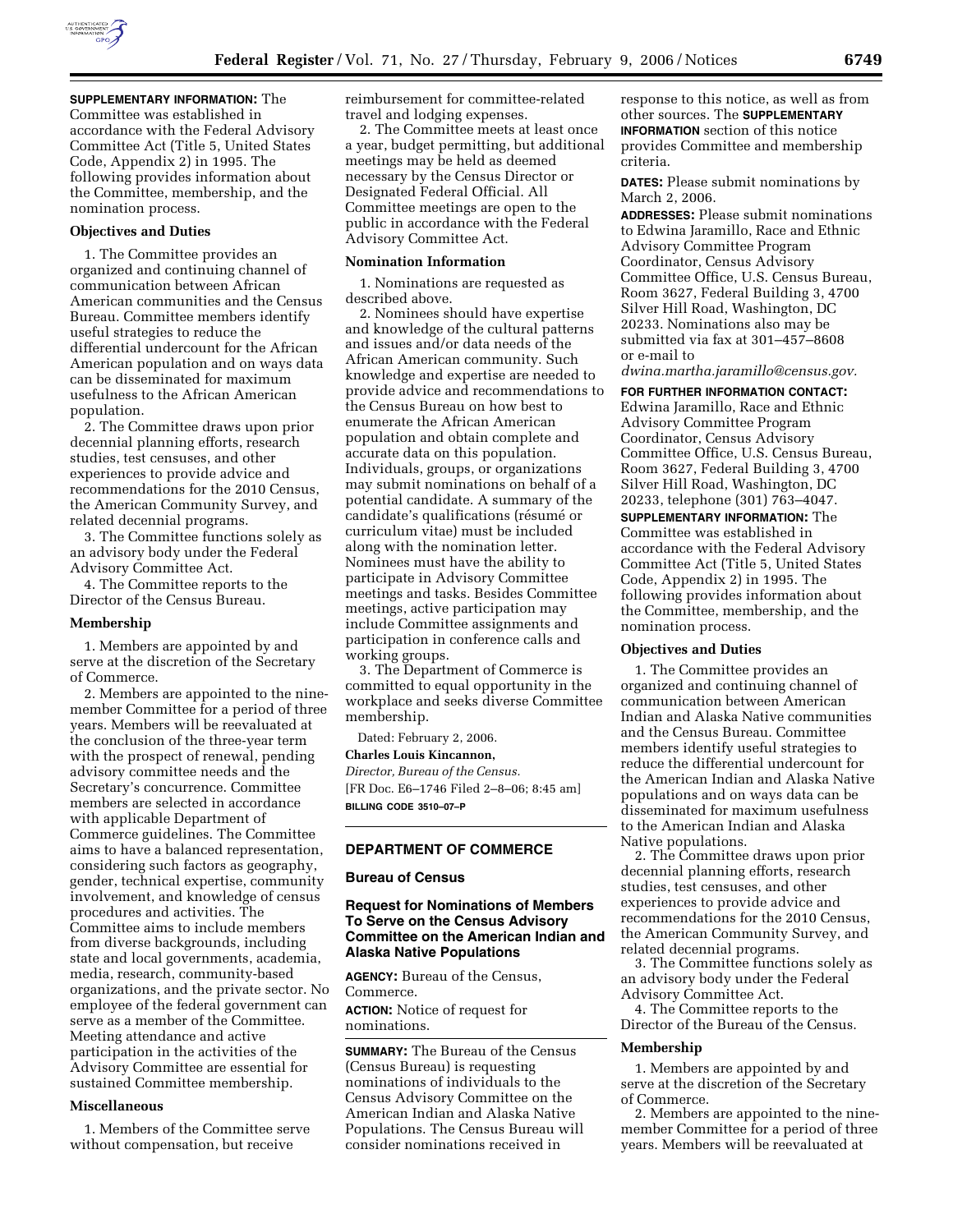**SUPPLEMENTARY INFORMATION:** The Committee was established in accordance with the Federal Advisory Committee Act (Title 5, United States Code, Appendix 2) in 1995. The following provides information about the Committee, membership, and the nomination process.

### Objectives and Duties

1. The Committee provides an organized and continuing channel of communication between African American communities and the Census Bureau. Committee members identify useful strategies to reduce the differential undercount for the African American population and on ways data can be disseminated for maximum usefulness to the African American population.

2. The Committee draws upon prior decennial planning efforts, research studies, test censuses, and other experiences to provide advice and recommendations for the 2010 Census, the American Community Survey, and related decennial programs.

3. The Committee functions solely as an advisory body under the Federal Advisory Committee Act.

4. The Committee reports to the Director of the Census Bureau.

### Membership

1. Members are appointed by and serve at the discretion of the Secretary of Commerce.

2. Members are appointed to the nine-member Committee for a period of three years. Members will be reevaluated at the conclusion of the three-year term with the prospect of renewal, pending advisory committee needs and the Secretary's concurrence. Committee members are selected in accordance with applicable Department of Commerce guidelines. The Committee aims to have a balanced representation, considering such factors as geography, gender, technical expertise, community involvement, and knowledge of census procedures and activities. The Committee aims to include members from diverse backgrounds, including state and local governments, academia, media, research, community-based organizations, and the private sector. No employee of the federal government can serve as a member of the Committee. Meeting attendance and active participation in the activities of the Advisory Committee are essential for sustained Committee membership.

### Miscellaneous

1. Members of the Committee serve without compensation, but receive reimbursement for committee-related travel and lodging expenses.

2. The Committee meets at least once a year, budget permitting, but additional meetings may be held as deemed necessary by the Census Director or Designated Federal Official. All Committee meetings are open to the public in accordance with the Federal Advisory Committee Act.

### Nomination Information

1. Nominations are requested as described above.

2. Nominees should have expertise and knowledge of the cultural patterns and issues and/or data needs of the African American community. Such knowledge and expertise are needed to provide advice and recommendations to the Census Bureau on how best to enumerate the African American population and obtain complete and accurate data on this population. Individuals, groups, or organizations may submit nominations on behalf of a potential candidate. A summary of the candidate's qualifications (résumé or curriculum vitae) must be included along with the nomination letter. Nominees must have the ability to participate in Advisory Committee meetings and tasks. Besides Committee meetings, active participation may include Committee assignments and participation in conference calls and working groups.

3. The Department of Commerce is committed to equal opportunity in the workplace and seeks diverse Committee membership.

Dated: February 2, 2006.

**Charles Louis Kincannon,**

*Director, Bureau of the Census.*

[FR Doc. E6–1746 Filed 2–8–06; 8:45 am]

**BILLING CODE 3510–07–P**

---

## DEPARTMENT OF COMMERCE

### Bureau of Census

### Request for Nominations of Members To Serve on the Census Advisory Committee on the American Indian and Alaska Native Populations

**AGENCY:** Bureau of the Census, Commerce.

**ACTION:** Notice of request for nominations.

**SUMMARY:** The Bureau of the Census (Census Bureau) is requesting nominations of individuals to the Census Advisory Committee on the American Indian and Alaska Native Populations. The Census Bureau will consider nominations received in response to this notice, as well as from other sources. The **SUPPLEMENTARY INFORMATION** section of this notice provides Committee and membership criteria.

**DATES:** Please submit nominations by March 2, 2006.

**ADDRESSES:** Please submit nominations to Edwina Jaramillo, Race and Ethnic Advisory Committee Program Coordinator, Census Advisory Committee Office, U.S. Census Bureau, Room 3627, Federal Building 3, 4700 Silver Hill Road, Washington, DC 20233. Nominations also may be submitted via fax at 301–457–8608 or e-mail to *dwina.martha.jaramillo@census.gov.*

**FOR FURTHER INFORMATION CONTACT:** Edwina Jaramillo, Race and Ethnic Advisory Committee Program Coordinator, Census Advisory Committee Office, U.S. Census Bureau, Room 3627, Federal Building 3, 4700 Silver Hill Road, Washington, DC 20233, telephone (301) 763–4047.

**SUPPLEMENTARY INFORMATION:** The Committee was established in accordance with the Federal Advisory Committee Act (Title 5, United States Code, Appendix 2) in 1995. The following provides information about the Committee, membership, and the nomination process.

### Objectives and Duties

1. The Committee provides an organized and continuing channel of communication between American Indian and Alaska Native communities and the Census Bureau. Committee members identify useful strategies to reduce the differential undercount for the American Indian and Alaska Native populations and on ways data can be disseminated for maximum usefulness to the American Indian and Alaska Native populations.

2. The Committee draws upon prior decennial planning efforts, research studies, test censuses, and other experiences to provide advice and recommendations for the 2010 Census, the American Community Survey, and related decennial programs.

3. The Committee functions solely as an advisory body under the Federal Advisory Committee Act.

4. The Committee reports to the Director of the Bureau of the Census.

### Membership

1. Members are appointed by and serve at the discretion of the Secretary of Commerce.

2. Members are appointed to the nine-member Committee for a period of three years. Members will be reevaluated at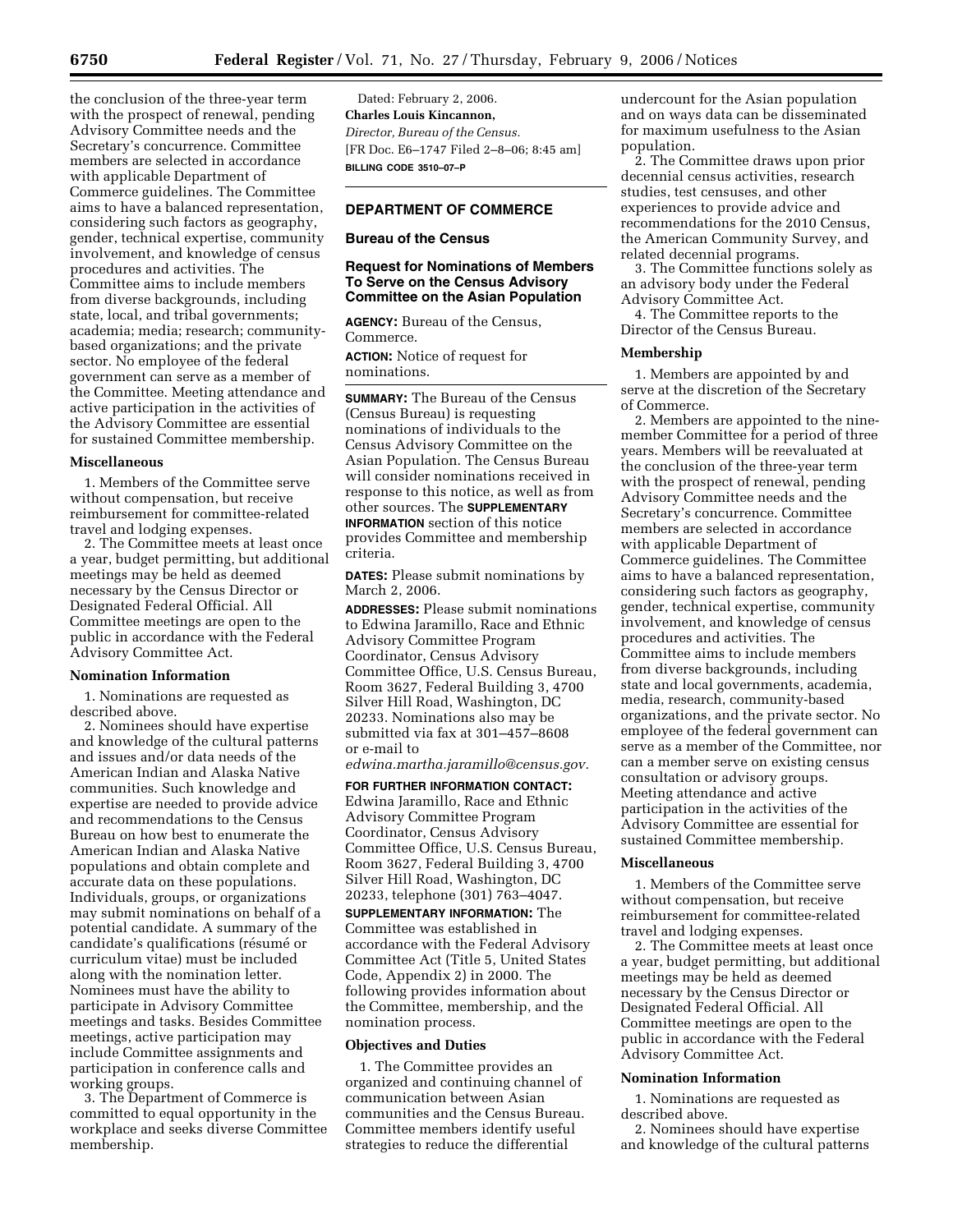the conclusion of the three-year term with the prospect of renewal, pending Advisory Committee needs and the Secretary's concurrence. Committee members are selected in accordance with applicable Department of Commerce guidelines. The Committee aims to have a balanced representation, considering such factors as geography, gender, technical expertise, community involvement, and knowledge of census procedures and activities. The Committee aims to include members from diverse backgrounds, including state, local, and tribal governments; academia; media; research; community-based organizations; and the private sector. No employee of the federal government can serve as a member of the Committee. Meeting attendance and active participation in the activities of the Advisory Committee are essential for sustained Committee membership.

**Miscellaneous**

1. Members of the Committee serve without compensation, but receive reimbursement for committee-related travel and lodging expenses.
2. The Committee meets at least once a year, budget permitting, but additional meetings may be held as deemed necessary by the Census Director or Designated Federal Official. All Committee meetings are open to the public in accordance with the Federal Advisory Committee Act.

**Nomination Information**

1. Nominations are requested as described above.
2. Nominees should have expertise and knowledge of the cultural patterns and issues and/or data needs of the American Indian and Alaska Native communities. Such knowledge and expertise are needed to provide advice and recommendations to the Census Bureau on how best to enumerate the American Indian and Alaska Native populations and obtain complete and accurate data on these populations. Individuals, groups, or organizations may submit nominations on behalf of a potential candidate. A summary of the candidate's qualifications (résumé or curriculum vitae) must be included along with the nomination letter. Nominees must have the ability to participate in Advisory Committee meetings and tasks. Besides Committee meetings, active participation may include Committee assignments and participation in conference calls and working groups.
3. The Department of Commerce is committed to equal opportunity in the workplace and seeks diverse Committee membership.

Dated: February 2, 2006.

**Charles Louis Kincannon,**

*Director, Bureau of the Census.*

[FR Doc. E6–1747 Filed 2–8–06; 8:45 am]

**BILLING CODE 3510–07–P**

## DEPARTMENT OF COMMERCE

### Bureau of the Census

### Request for Nominations of Members To Serve on the Census Advisory Committee on the Asian Population

**AGENCY:** Bureau of the Census, Commerce.

**ACTION:** Notice of request for nominations.

**SUMMARY:** The Bureau of the Census (Census Bureau) is requesting nominations of individuals to the Census Advisory Committee on the Asian Population. The Census Bureau will consider nominations received in response to this notice, as well as from other sources. The **SUPPLEMENTARY INFORMATION** section of this notice provides Committee and membership criteria.

**DATES:** Please submit nominations by March 2, 2006.

**ADDRESSES:** Please submit nominations to Edwina Jaramillo, Race and Ethnic Advisory Committee Program Coordinator, Census Advisory Committee Office, U.S. Census Bureau, Room 3627, Federal Building 3, 4700 Silver Hill Road, Washington, DC 20233. Nominations also may be submitted via fax at 301–457–8608 or e-mail to *edwina.martha.jaramillo@census.gov.*

**FOR FURTHER INFORMATION CONTACT:** Edwina Jaramillo, Race and Ethnic Advisory Committee Program Coordinator, Census Advisory Committee Office, U.S. Census Bureau, Room 3627, Federal Building 3, 4700 Silver Hill Road, Washington, DC 20233, telephone (301) 763–4047.

**SUPPLEMENTARY INFORMATION:** The Committee was established in accordance with the Federal Advisory Committee Act (Title 5, United States Code, Appendix 2) in 2000. The following provides information about the Committee, membership, and the nomination process.

**Objectives and Duties**

1. The Committee provides an organized and continuing channel of communication between Asian communities and the Census Bureau. Committee members identify useful strategies to reduce the differential undercount for the Asian population and on ways data can be disseminated for maximum usefulness to the Asian population.
2. The Committee draws upon prior decennial census activities, research studies, test censuses, and other experiences to provide advice and recommendations for the 2010 Census, the American Community Survey, and related decennial programs.
3. The Committee functions solely as an advisory body under the Federal Advisory Committee Act.
4. The Committee reports to the Director of the Census Bureau.

**Membership**

1. Members are appointed by and serve at the discretion of the Secretary of Commerce.
2. Members are appointed to the nine-member Committee for a period of three years. Members will be reevaluated at the conclusion of the three-year term with the prospect of renewal, pending Advisory Committee needs and the Secretary's concurrence. Committee members are selected in accordance with applicable Department of Commerce guidelines. The Committee aims to have a balanced representation, considering such factors as geography, gender, technical expertise, community involvement, and knowledge of census procedures and activities. The Committee aims to include members from diverse backgrounds, including state and local governments, academia, media, research, community-based organizations, and the private sector. No employee of the federal government can serve as a member of the Committee, nor can a member serve on existing census consultation or advisory groups. Meeting attendance and active participation in the activities of the Advisory Committee are essential for sustained Committee membership.

**Miscellaneous**

1. Members of the Committee serve without compensation, but receive reimbursement for committee-related travel and lodging expenses.
2. The Committee meets at least once a year, budget permitting, but additional meetings may be held as deemed necessary by the Census Director or Designated Federal Official. All Committee meetings are open to the public in accordance with the Federal Advisory Committee Act.

**Nomination Information**

1. Nominations are requested as described above.
2. Nominees should have expertise and knowledge of the cultural patterns